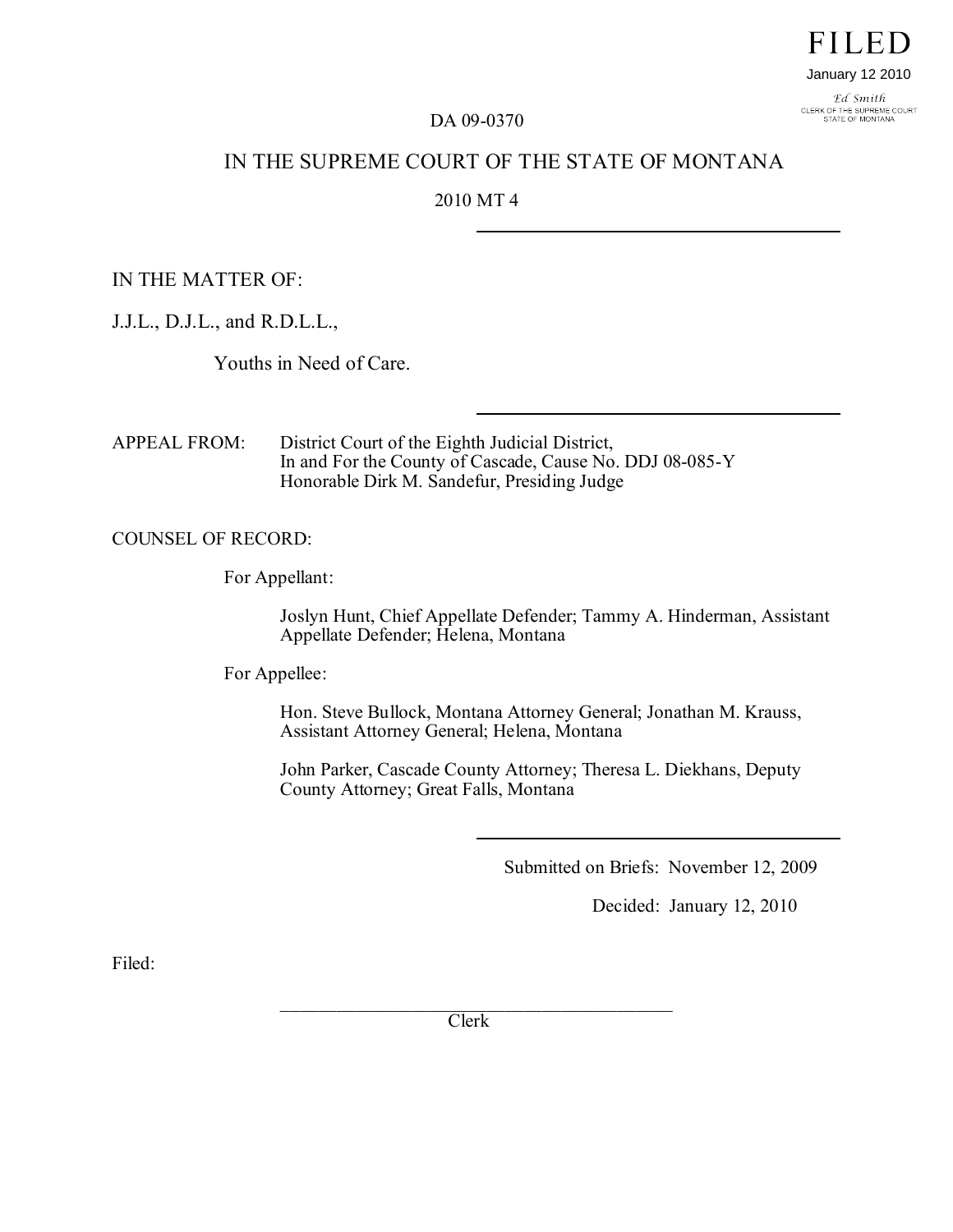FILED

January 12 2010

Ed Smith
CLERK OF THE SUPREME COURT
STATE OF MONTANA

DA 09-0370

IN THE SUPREME COURT OF THE STATE OF MONTANA

2010 MT 4

---

IN THE MATTER OF:

J.J.L., D.J.L., and R.D.L.L.,

Youths in Need of Care.

---

APPEAL FROM: District Court of the Eighth Judicial District, In and For the County of Cascade, Cause No. DDJ 08-085-Y
Honorable Dirk M. Sandefur, Presiding Judge

COUNSEL OF RECORD:

For Appellant:

Joslyn Hunt, Chief Appellate Defender; Tammy A. Hinderman, Assistant Appellate Defender; Helena, Montana

For Appellee:

Hon. Steve Bullock, Montana Attorney General; Jonathan M. Krauss, Assistant Attorney General; Helena, Montana

John Parker, Cascade County Attorney; Theresa L. Diekhans, Deputy County Attorney; Great Falls, Montana

---

Submitted on Briefs: November 12, 2009

Decided: January 12, 2010

Filed:

\_\_\_\_\_\_\_\_\_\_\_\_\_\_\_\_\_\_\_\_\_\_\_\_\_\_\_\_\_\_\_\_\_\_\_\_\_\_\_\_\_\_\_\_
Clerk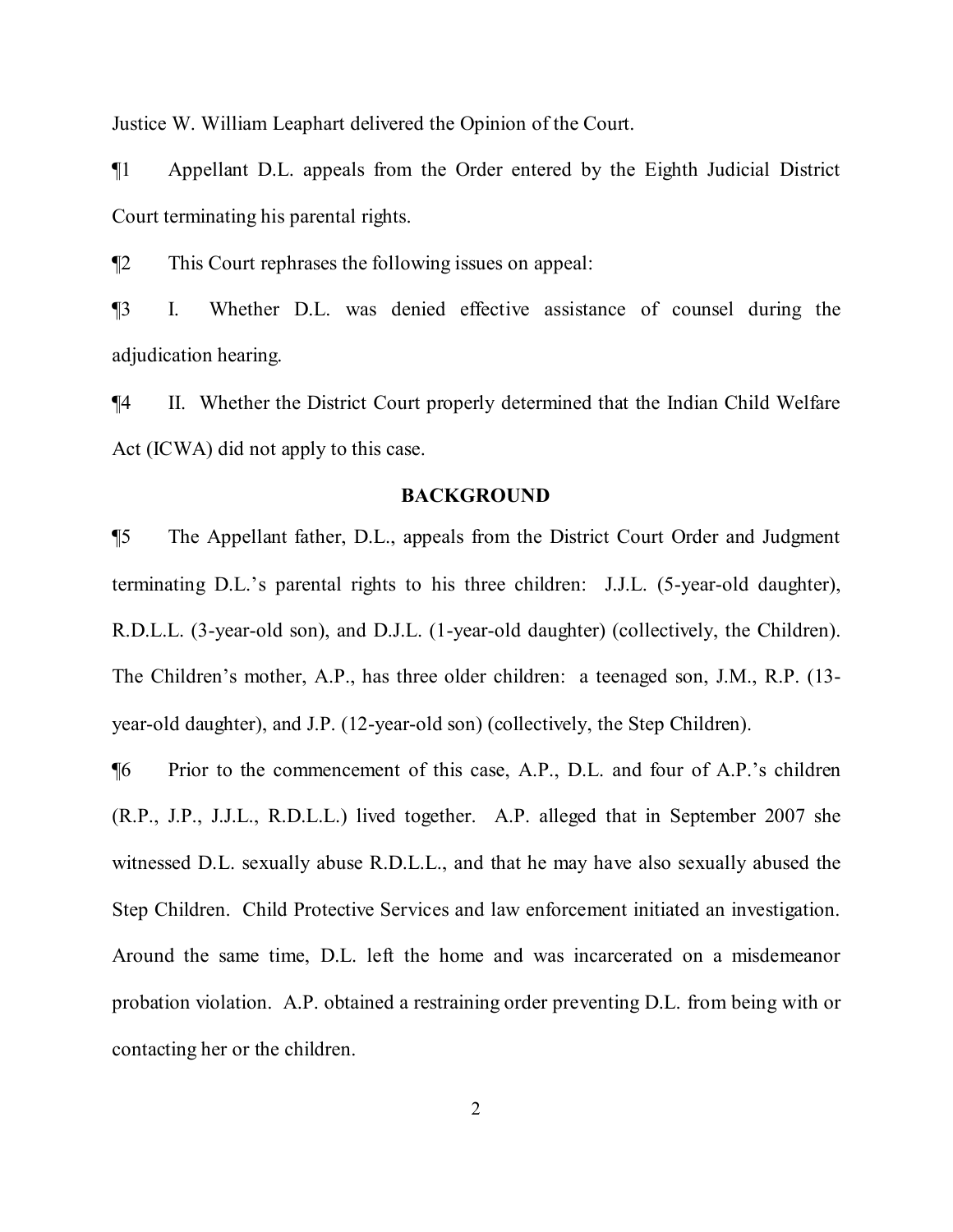Justice W. William Leaphart delivered the Opinion of the Court.

¶1 Appellant D.L. appeals from the Order entered by the Eighth Judicial District Court terminating his parental rights.

¶2 This Court rephrases the following issues on appeal:

¶3 I. Whether D.L. was denied effective assistance of counsel during the adjudication hearing.

¶4 II. Whether the District Court properly determined that the Indian Child Welfare Act (ICWA) did not apply to this case.

## BACKGROUND

¶5 The Appellant father, D.L., appeals from the District Court Order and Judgment terminating D.L.'s parental rights to his three children: J.J.L. (5-year-old daughter), R.D.L.L. (3-year-old son), and D.J.L. (1-year-old daughter) (collectively, the Children). The Children's mother, A.P., has three older children: a teenaged son, J.M., R.P. (13-year-old daughter), and J.P. (12-year-old son) (collectively, the Step Children).

¶6 Prior to the commencement of this case, A.P., D.L. and four of A.P.'s children (R.P., J.P., J.J.L., R.D.L.L.) lived together. A.P. alleged that in September 2007 she witnessed D.L. sexually abuse R.D.L.L., and that he may have also sexually abused the Step Children. Child Protective Services and law enforcement initiated an investigation. Around the same time, D.L. left the home and was incarcerated on a misdemeanor probation violation. A.P. obtained a restraining order preventing D.L. from being with or contacting her or the children.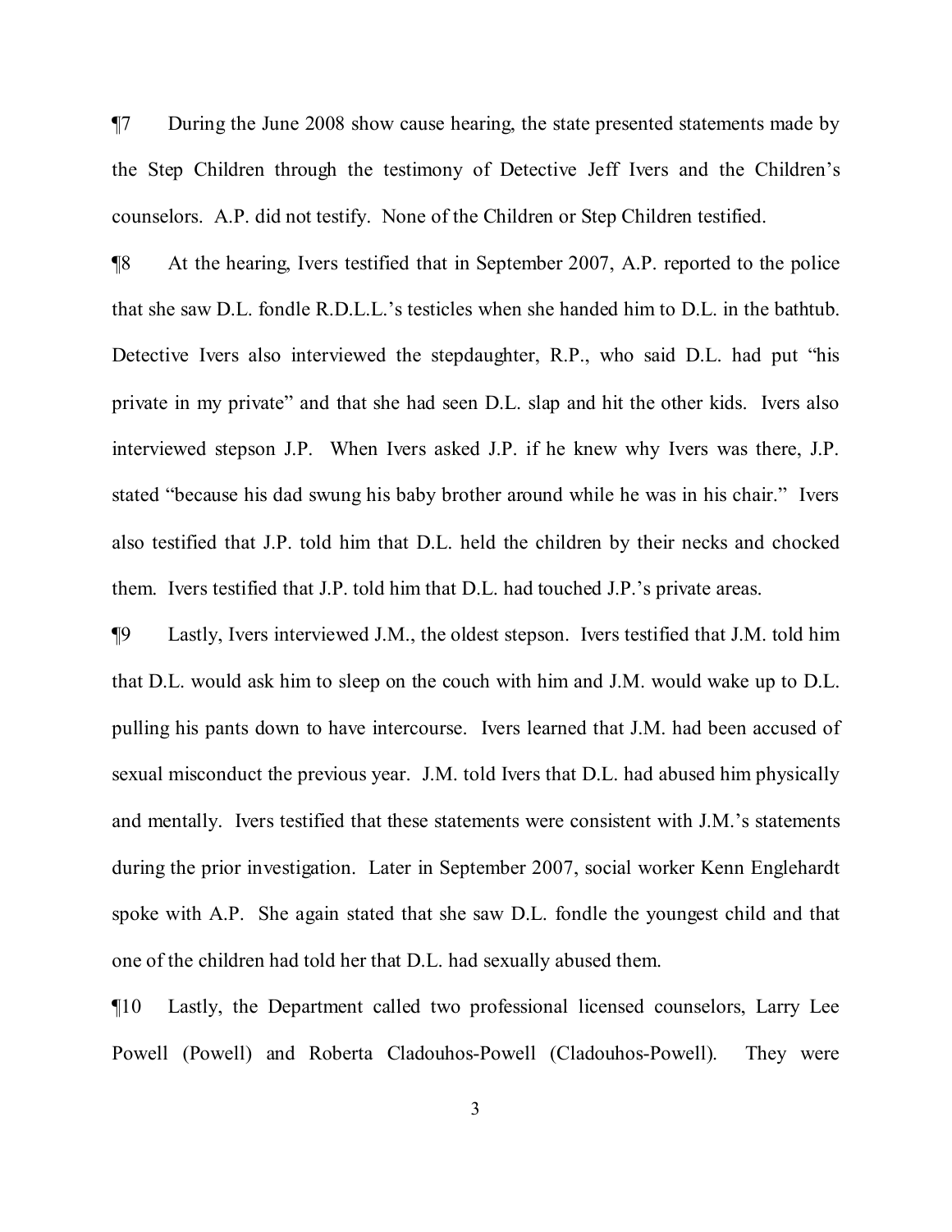¶7 During the June 2008 show cause hearing, the state presented statements made by the Step Children through the testimony of Detective Jeff Ivers and the Children's counselors. A.P. did not testify. None of the Children or Step Children testified.

¶8 At the hearing, Ivers testified that in September 2007, A.P. reported to the police that she saw D.L. fondle R.D.L.L.'s testicles when she handed him to D.L. in the bathtub. Detective Ivers also interviewed the stepdaughter, R.P., who said D.L. had put "his private in my private" and that she had seen D.L. slap and hit the other kids. Ivers also interviewed stepson J.P. When Ivers asked J.P. if he knew why Ivers was there, J.P. stated "because his dad swung his baby brother around while he was in his chair." Ivers also testified that J.P. told him that D.L. held the children by their necks and chocked them. Ivers testified that J.P. told him that D.L. had touched J.P.'s private areas.

¶9 Lastly, Ivers interviewed J.M., the oldest stepson. Ivers testified that J.M. told him that D.L. would ask him to sleep on the couch with him and J.M. would wake up to D.L. pulling his pants down to have intercourse. Ivers learned that J.M. had been accused of sexual misconduct the previous year. J.M. told Ivers that D.L. had abused him physically and mentally. Ivers testified that these statements were consistent with J.M.'s statements during the prior investigation. Later in September 2007, social worker Kenn Englehardt spoke with A.P. She again stated that she saw D.L. fondle the youngest child and that one of the children had told her that D.L. had sexually abused them.

¶10 Lastly, the Department called two professional licensed counselors, Larry Lee Powell (Powell) and Roberta Cladouhos-Powell (Cladouhos-Powell). They were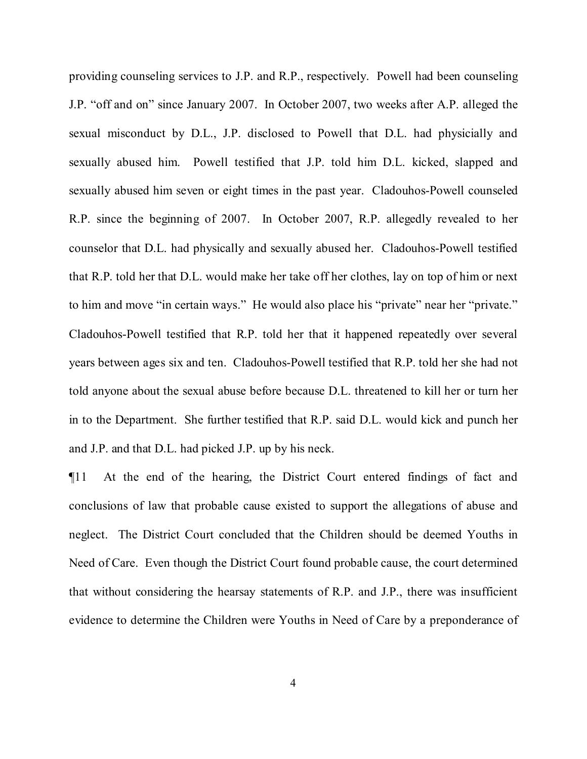providing counseling services to J.P. and R.P., respectively. Powell had been counseling J.P. "off and on" since January 2007. In October 2007, two weeks after A.P. alleged the sexual misconduct by D.L., J.P. disclosed to Powell that D.L. had physicially and sexually abused him. Powell testified that J.P. told him D.L. kicked, slapped and sexually abused him seven or eight times in the past year. Cladouhos-Powell counseled R.P. since the beginning of 2007. In October 2007, R.P. allegedly revealed to her counselor that D.L. had physically and sexually abused her. Cladouhos-Powell testified that R.P. told her that D.L. would make her take off her clothes, lay on top of him or next to him and move "in certain ways." He would also place his "private" near her "private." Cladouhos-Powell testified that R.P. told her that it happened repeatedly over several years between ages six and ten. Cladouhos-Powell testified that R.P. told her she had not told anyone about the sexual abuse before because D.L. threatened to kill her or turn her in to the Department. She further testified that R.P. said D.L. would kick and punch her and J.P. and that D.L. had picked J.P. up by his neck.

¶11 At the end of the hearing, the District Court entered findings of fact and conclusions of law that probable cause existed to support the allegations of abuse and neglect. The District Court concluded that the Children should be deemed Youths in Need of Care. Even though the District Court found probable cause, the court determined that without considering the hearsay statements of R.P. and J.P., there was insufficient evidence to determine the Children were Youths in Need of Care by a preponderance of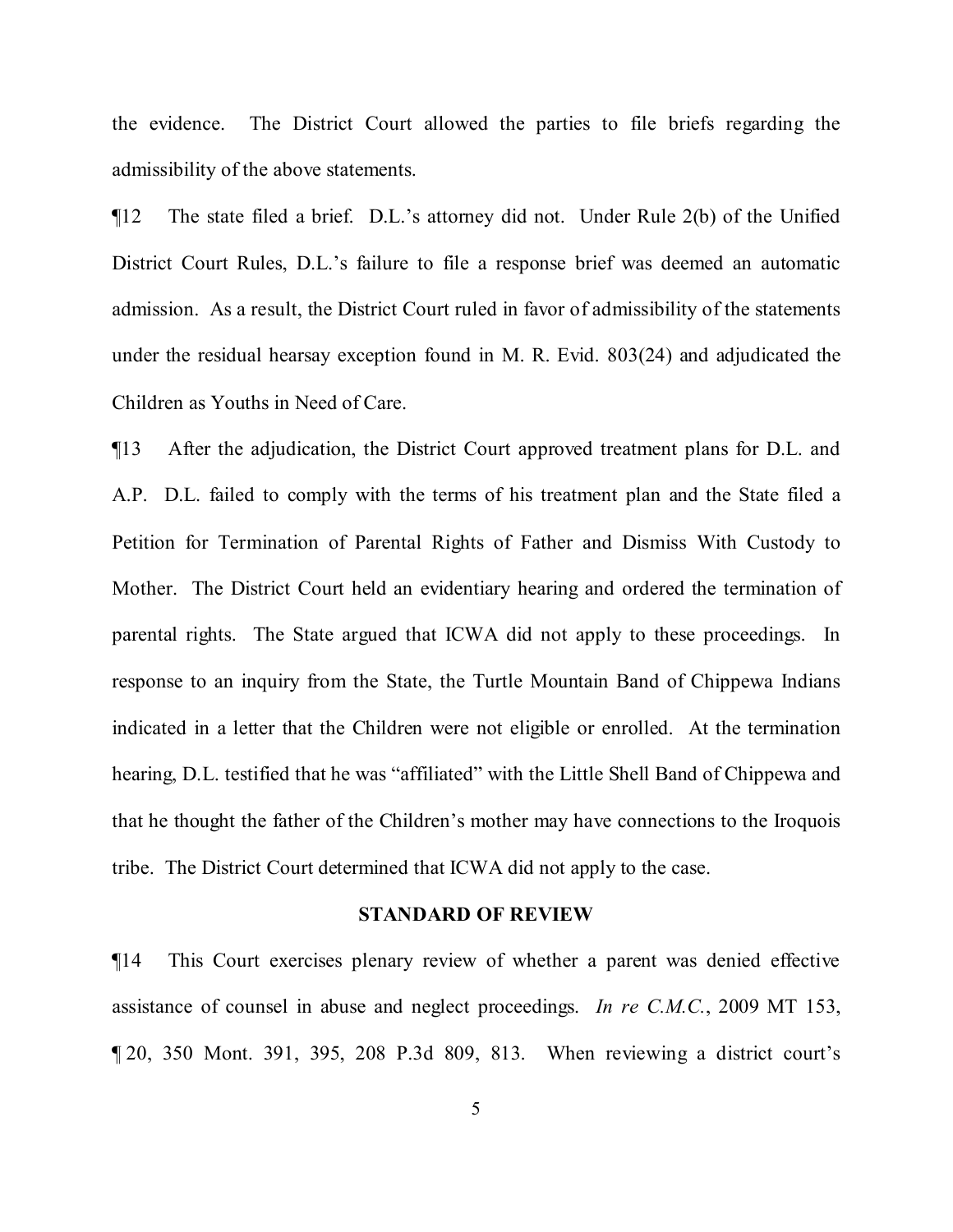the evidence. The District Court allowed the parties to file briefs regarding the admissibility of the above statements.

¶12 The state filed a brief. D.L.'s attorney did not. Under Rule 2(b) of the Unified District Court Rules, D.L.'s failure to file a response brief was deemed an automatic admission. As a result, the District Court ruled in favor of admissibility of the statements under the residual hearsay exception found in M. R. Evid. 803(24) and adjudicated the Children as Youths in Need of Care.

¶13 After the adjudication, the District Court approved treatment plans for D.L. and A.P. D.L. failed to comply with the terms of his treatment plan and the State filed a Petition for Termination of Parental Rights of Father and Dismiss With Custody to Mother. The District Court held an evidentiary hearing and ordered the termination of parental rights. The State argued that ICWA did not apply to these proceedings. In response to an inquiry from the State, the Turtle Mountain Band of Chippewa Indians indicated in a letter that the Children were not eligible or enrolled. At the termination hearing, D.L. testified that he was "affiliated" with the Little Shell Band of Chippewa and that he thought the father of the Children's mother may have connections to the Iroquois tribe. The District Court determined that ICWA did not apply to the case.

## STANDARD OF REVIEW

¶14 This Court exercises plenary review of whether a parent was denied effective assistance of counsel in abuse and neglect proceedings. *In re C.M.C.*, 2009 MT 153, ¶ 20, 350 Mont. 391, 395, 208 P.3d 809, 813. When reviewing a district court's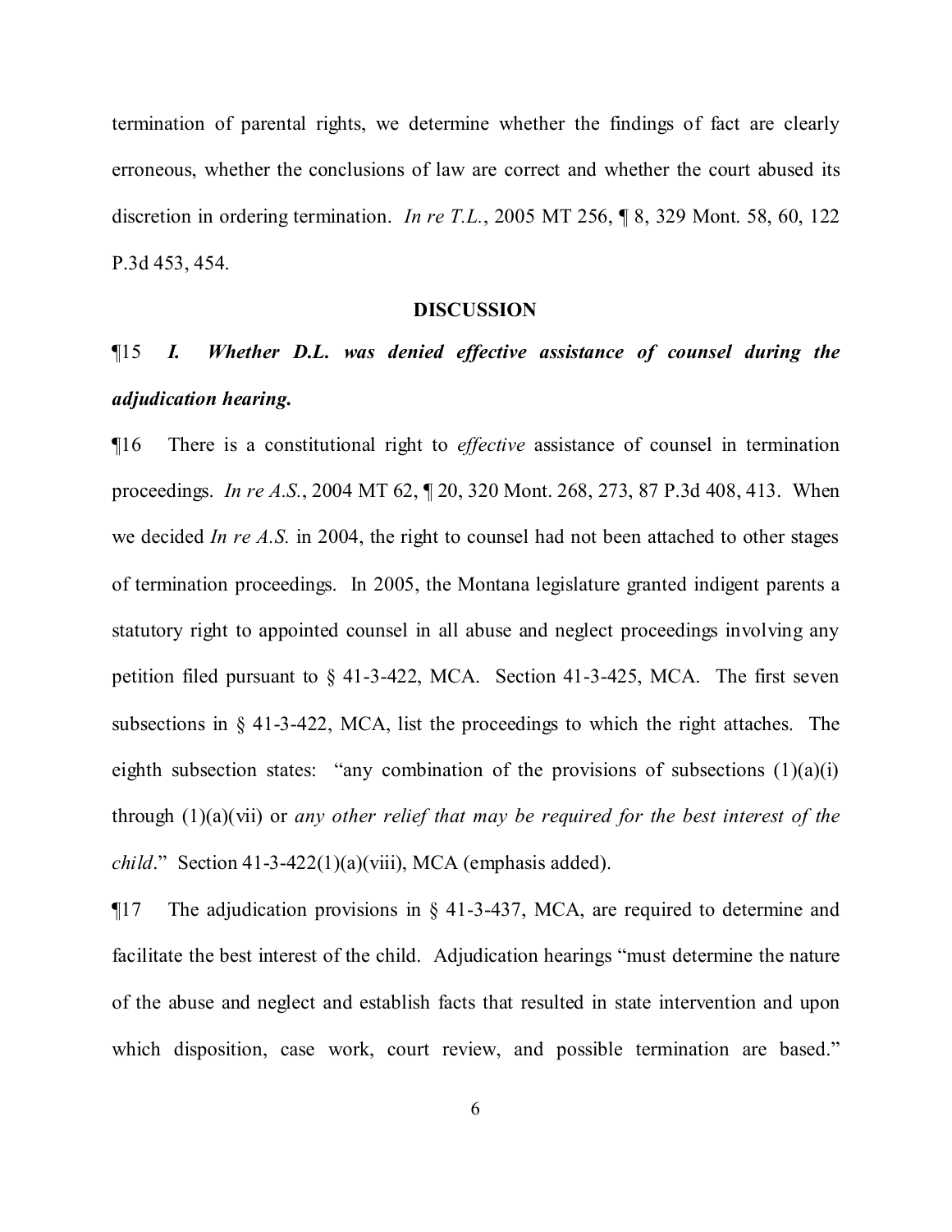termination of parental rights, we determine whether the findings of fact are clearly erroneous, whether the conclusions of law are correct and whether the court abused its discretion in ordering termination. *In re T.L.*, 2005 MT 256, ¶ 8, 329 Mont. 58, 60, 122 P.3d 453, 454.

## DISCUSSION

¶15 ***I. Whether D.L. was denied effective assistance of counsel during the adjudication hearing.***

¶16 There is a constitutional right to *effective* assistance of counsel in termination proceedings. *In re A.S.*, 2004 MT 62, ¶ 20, 320 Mont. 268, 273, 87 P.3d 408, 413. When we decided *In re A.S.* in 2004, the right to counsel had not been attached to other stages of termination proceedings. In 2005, the Montana legislature granted indigent parents a statutory right to appointed counsel in all abuse and neglect proceedings involving any petition filed pursuant to § 41-3-422, MCA. Section 41-3-425, MCA. The first seven subsections in § 41-3-422, MCA, list the proceedings to which the right attaches. The eighth subsection states: "any combination of the provisions of subsections (1)(a)(i) through (1)(a)(vii) or *any other relief that may be required for the best interest of the child*." Section 41-3-422(1)(a)(viii), MCA (emphasis added).

¶17 The adjudication provisions in § 41-3-437, MCA, are required to determine and facilitate the best interest of the child. Adjudication hearings "must determine the nature of the abuse and neglect and establish facts that resulted in state intervention and upon which disposition, case work, court review, and possible termination are based."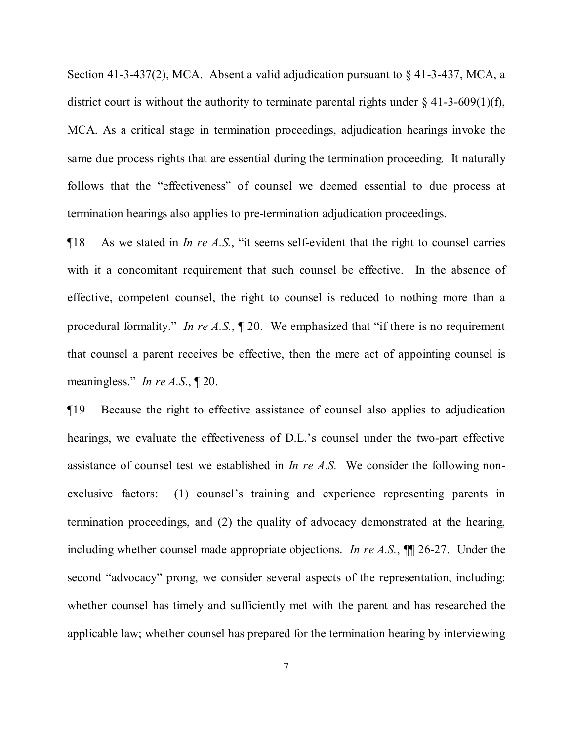Section 41-3-437(2), MCA. Absent a valid adjudication pursuant to § 41-3-437, MCA, a district court is without the authority to terminate parental rights under § 41-3-609(1)(f), MCA. As a critical stage in termination proceedings, adjudication hearings invoke the same due process rights that are essential during the termination proceeding. It naturally follows that the "effectiveness" of counsel we deemed essential to due process at termination hearings also applies to pre-termination adjudication proceedings.

¶18 As we stated in *In re A.S.*, "it seems self-evident that the right to counsel carries with it a concomitant requirement that such counsel be effective. In the absence of effective, competent counsel, the right to counsel is reduced to nothing more than a procedural formality." *In re A.S.*, ¶ 20. We emphasized that "if there is no requirement that counsel a parent receives be effective, then the mere act of appointing counsel is meaningless." *In re A.S.*, ¶ 20.

¶19 Because the right to effective assistance of counsel also applies to adjudication hearings, we evaluate the effectiveness of D.L.'s counsel under the two-part effective assistance of counsel test we established in *In re A.S.* We consider the following non-exclusive factors: (1) counsel's training and experience representing parents in termination proceedings, and (2) the quality of advocacy demonstrated at the hearing, including whether counsel made appropriate objections. *In re A.S.*, ¶¶ 26-27. Under the second "advocacy" prong, we consider several aspects of the representation, including: whether counsel has timely and sufficiently met with the parent and has researched the applicable law; whether counsel has prepared for the termination hearing by interviewing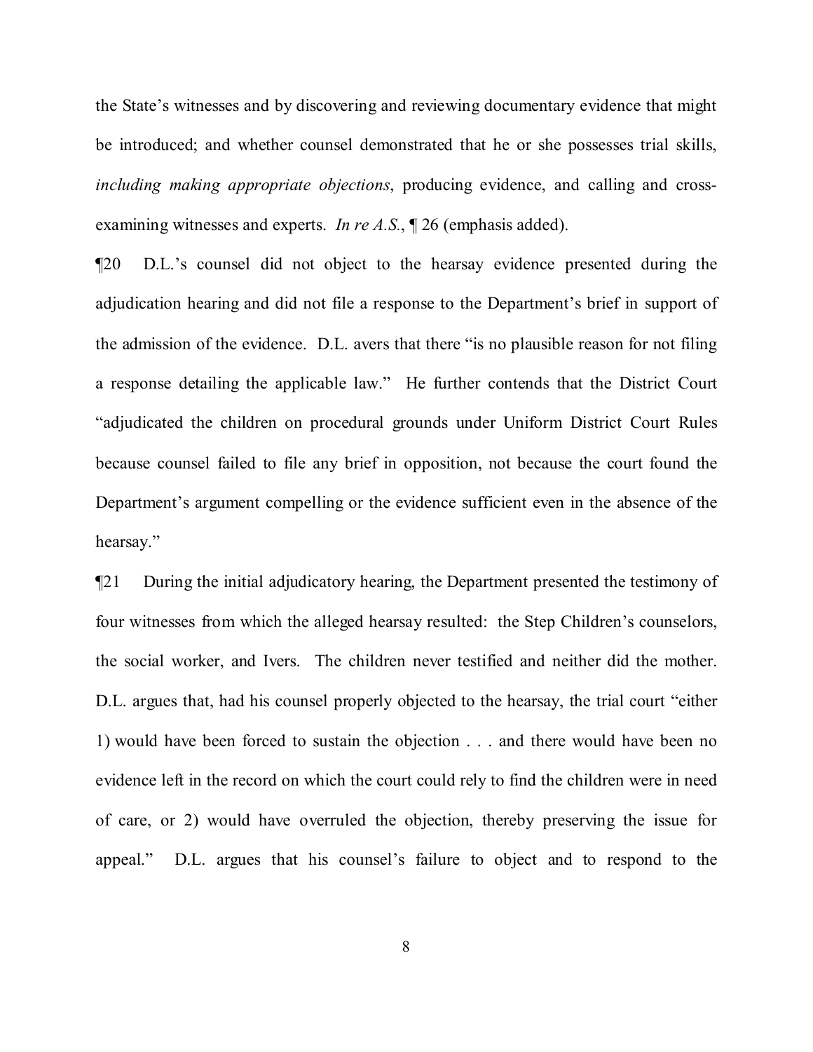the State's witnesses and by discovering and reviewing documentary evidence that might be introduced; and whether counsel demonstrated that he or she possesses trial skills, *including making appropriate objections*, producing evidence, and calling and cross-examining witnesses and experts. *In re A.S.*, ¶ 26 (emphasis added).

¶20 D.L.'s counsel did not object to the hearsay evidence presented during the adjudication hearing and did not file a response to the Department's brief in support of the admission of the evidence. D.L. avers that there "is no plausible reason for not filing a response detailing the applicable law." He further contends that the District Court "adjudicated the children on procedural grounds under Uniform District Court Rules because counsel failed to file any brief in opposition, not because the court found the Department's argument compelling or the evidence sufficient even in the absence of the hearsay."

¶21 During the initial adjudicatory hearing, the Department presented the testimony of four witnesses from which the alleged hearsay resulted: the Step Children's counselors, the social worker, and Ivers. The children never testified and neither did the mother. D.L. argues that, had his counsel properly objected to the hearsay, the trial court "either 1) would have been forced to sustain the objection . . . and there would have been no evidence left in the record on which the court could rely to find the children were in need of care, or 2) would have overruled the objection, thereby preserving the issue for appeal." D.L. argues that his counsel's failure to object and to respond to the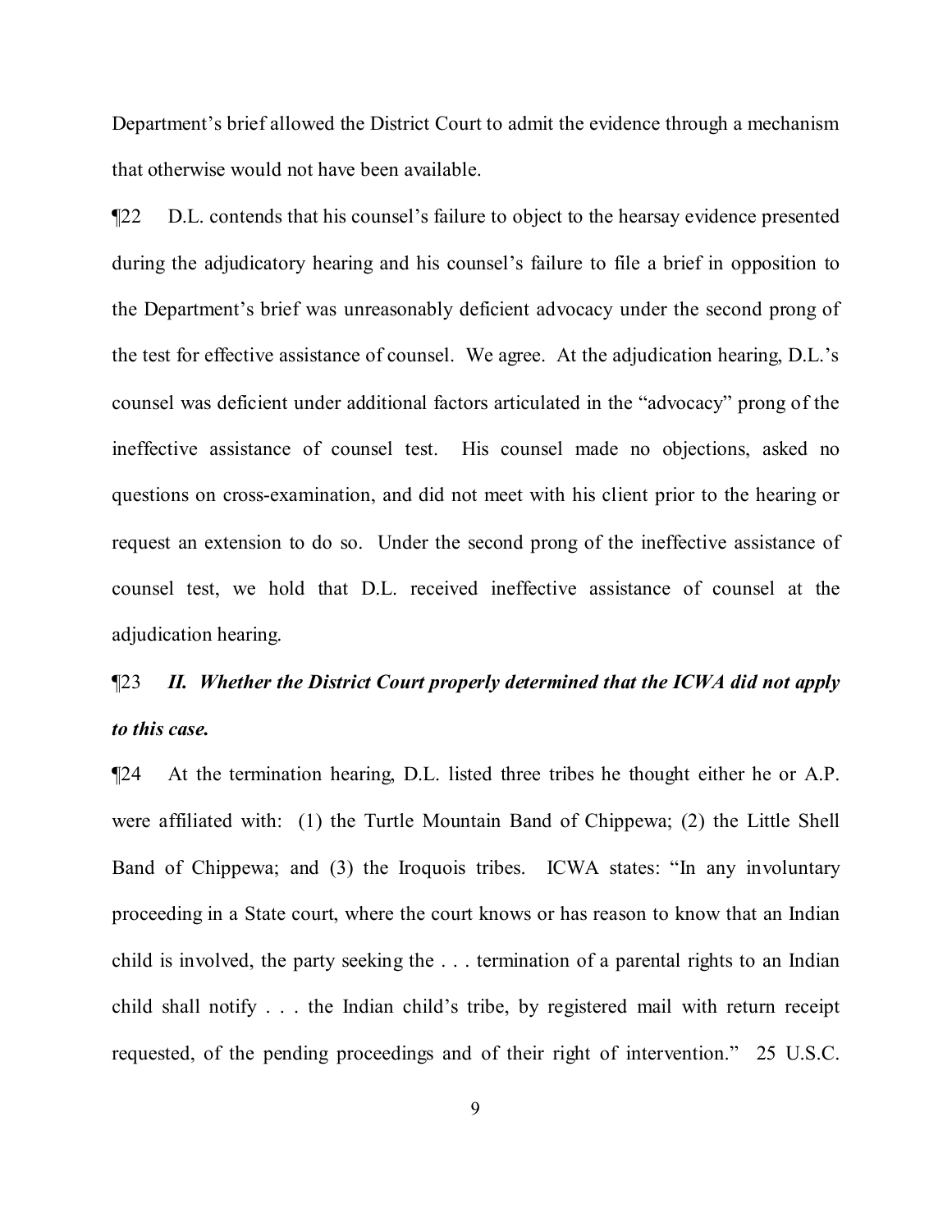Department's brief allowed the District Court to admit the evidence through a mechanism that otherwise would not have been available.

¶22 D.L. contends that his counsel's failure to object to the hearsay evidence presented during the adjudicatory hearing and his counsel's failure to file a brief in opposition to the Department's brief was unreasonably deficient advocacy under the second prong of the test for effective assistance of counsel. We agree. At the adjudication hearing, D.L.'s counsel was deficient under additional factors articulated in the "advocacy" prong of the ineffective assistance of counsel test. His counsel made no objections, asked no questions on cross-examination, and did not meet with his client prior to the hearing or request an extension to do so. Under the second prong of the ineffective assistance of counsel test, we hold that D.L. received ineffective assistance of counsel at the adjudication hearing.

¶23 ***II. Whether the District Court properly determined that the ICWA did not apply to this case.***

¶24 At the termination hearing, D.L. listed three tribes he thought either he or A.P. were affiliated with: (1) the Turtle Mountain Band of Chippewa; (2) the Little Shell Band of Chippewa; and (3) the Iroquois tribes. ICWA states: "In any involuntary proceeding in a State court, where the court knows or has reason to know that an Indian child is involved, the party seeking the . . . termination of a parental rights to an Indian child shall notify . . . the Indian child's tribe, by registered mail with return receipt requested, of the pending proceedings and of their right of intervention." 25 U.S.C.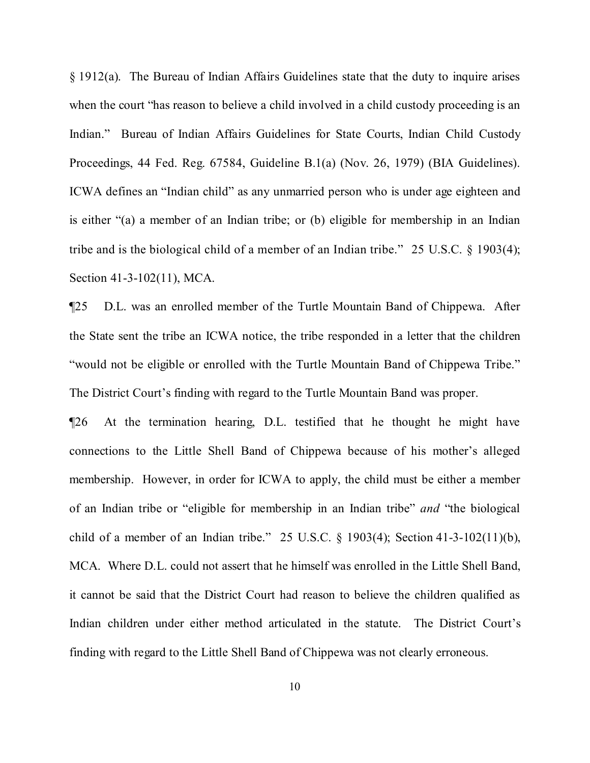§ 1912(a). The Bureau of Indian Affairs Guidelines state that the duty to inquire arises when the court "has reason to believe a child involved in a child custody proceeding is an Indian." Bureau of Indian Affairs Guidelines for State Courts, Indian Child Custody Proceedings, 44 Fed. Reg. 67584, Guideline B.1(a) (Nov. 26, 1979) (BIA Guidelines). ICWA defines an "Indian child" as any unmarried person who is under age eighteen and is either "(a) a member of an Indian tribe; or (b) eligible for membership in an Indian tribe and is the biological child of a member of an Indian tribe." 25 U.S.C. § 1903(4); Section 41-3-102(11), MCA.

¶25 D.L. was an enrolled member of the Turtle Mountain Band of Chippewa. After the State sent the tribe an ICWA notice, the tribe responded in a letter that the children "would not be eligible or enrolled with the Turtle Mountain Band of Chippewa Tribe." The District Court's finding with regard to the Turtle Mountain Band was proper.

¶26 At the termination hearing, D.L. testified that he thought he might have connections to the Little Shell Band of Chippewa because of his mother's alleged membership. However, in order for ICWA to apply, the child must be either a member of an Indian tribe or "eligible for membership in an Indian tribe" *and* "the biological child of a member of an Indian tribe." 25 U.S.C. § 1903(4); Section 41-3-102(11)(b), MCA. Where D.L. could not assert that he himself was enrolled in the Little Shell Band, it cannot be said that the District Court had reason to believe the children qualified as Indian children under either method articulated in the statute. The District Court's finding with regard to the Little Shell Band of Chippewa was not clearly erroneous.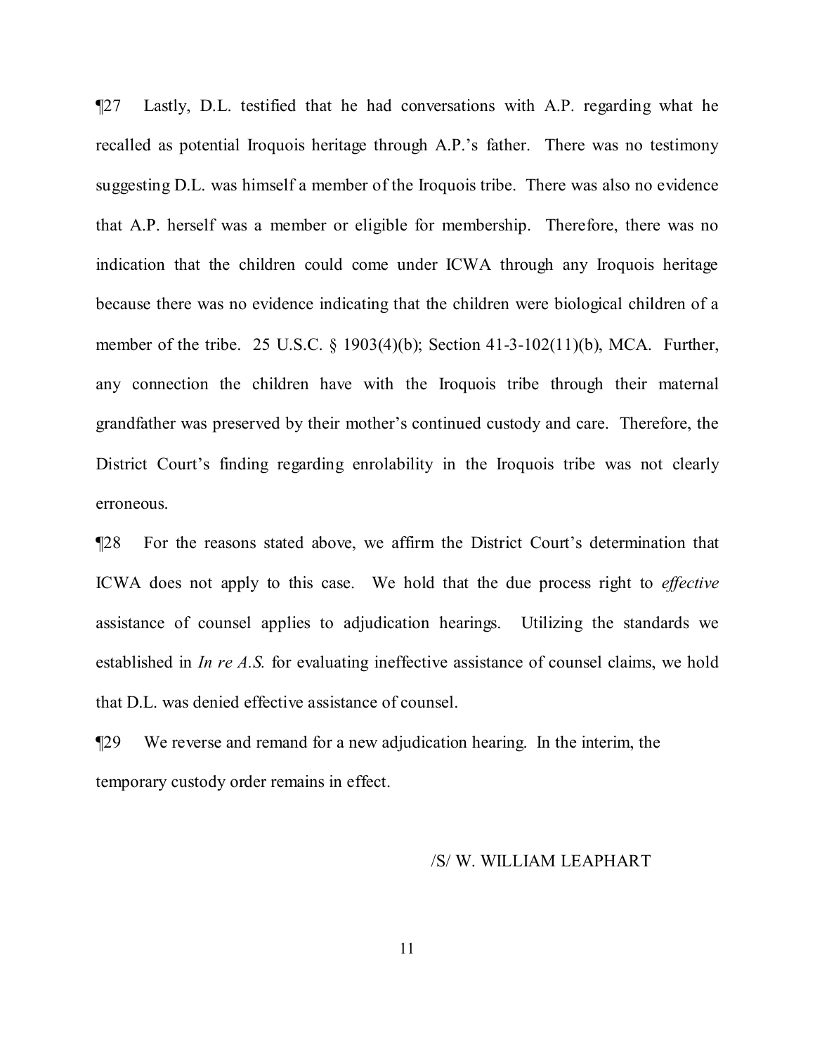¶27 Lastly, D.L. testified that he had conversations with A.P. regarding what he recalled as potential Iroquois heritage through A.P.'s father. There was no testimony suggesting D.L. was himself a member of the Iroquois tribe. There was also no evidence that A.P. herself was a member or eligible for membership. Therefore, there was no indication that the children could come under ICWA through any Iroquois heritage because there was no evidence indicating that the children were biological children of a member of the tribe. 25 U.S.C. § 1903(4)(b); Section 41-3-102(11)(b), MCA. Further, any connection the children have with the Iroquois tribe through their maternal grandfather was preserved by their mother's continued custody and care. Therefore, the District Court's finding regarding enrolability in the Iroquois tribe was not clearly erroneous.

¶28 For the reasons stated above, we affirm the District Court's determination that ICWA does not apply to this case. We hold that the due process right to *effective* assistance of counsel applies to adjudication hearings. Utilizing the standards we established in *In re A.S.* for evaluating ineffective assistance of counsel claims, we hold that D.L. was denied effective assistance of counsel.

¶29 We reverse and remand for a new adjudication hearing. In the interim, the temporary custody order remains in effect.

/S/ W. WILLIAM LEAPHART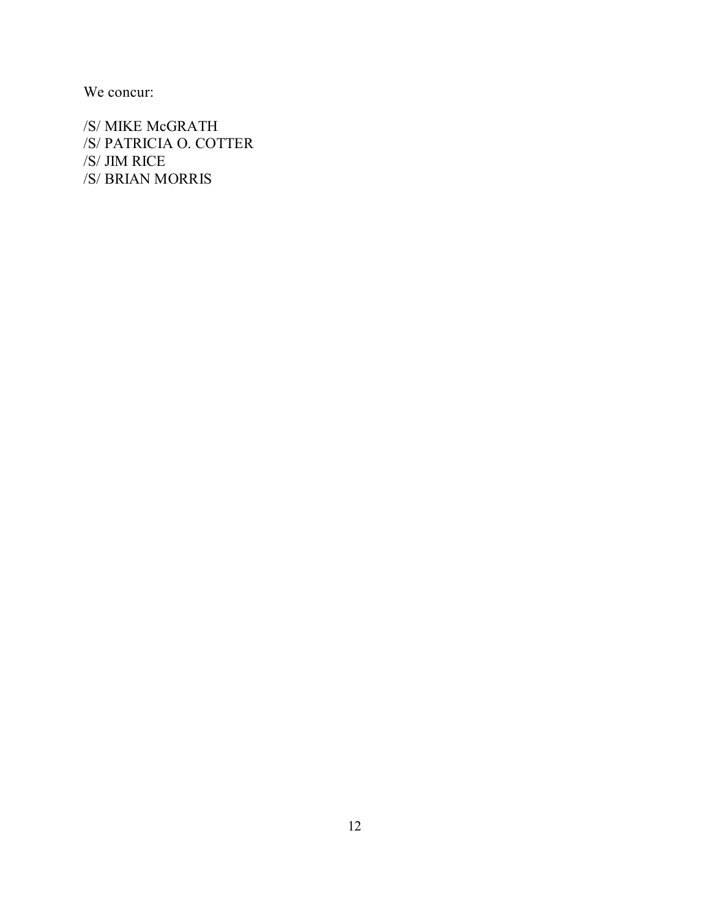We concur:

/S/ MIKE McGRATH
/S/ PATRICIA O. COTTER
/S/ JIM RICE
/S/ BRIAN MORRIS